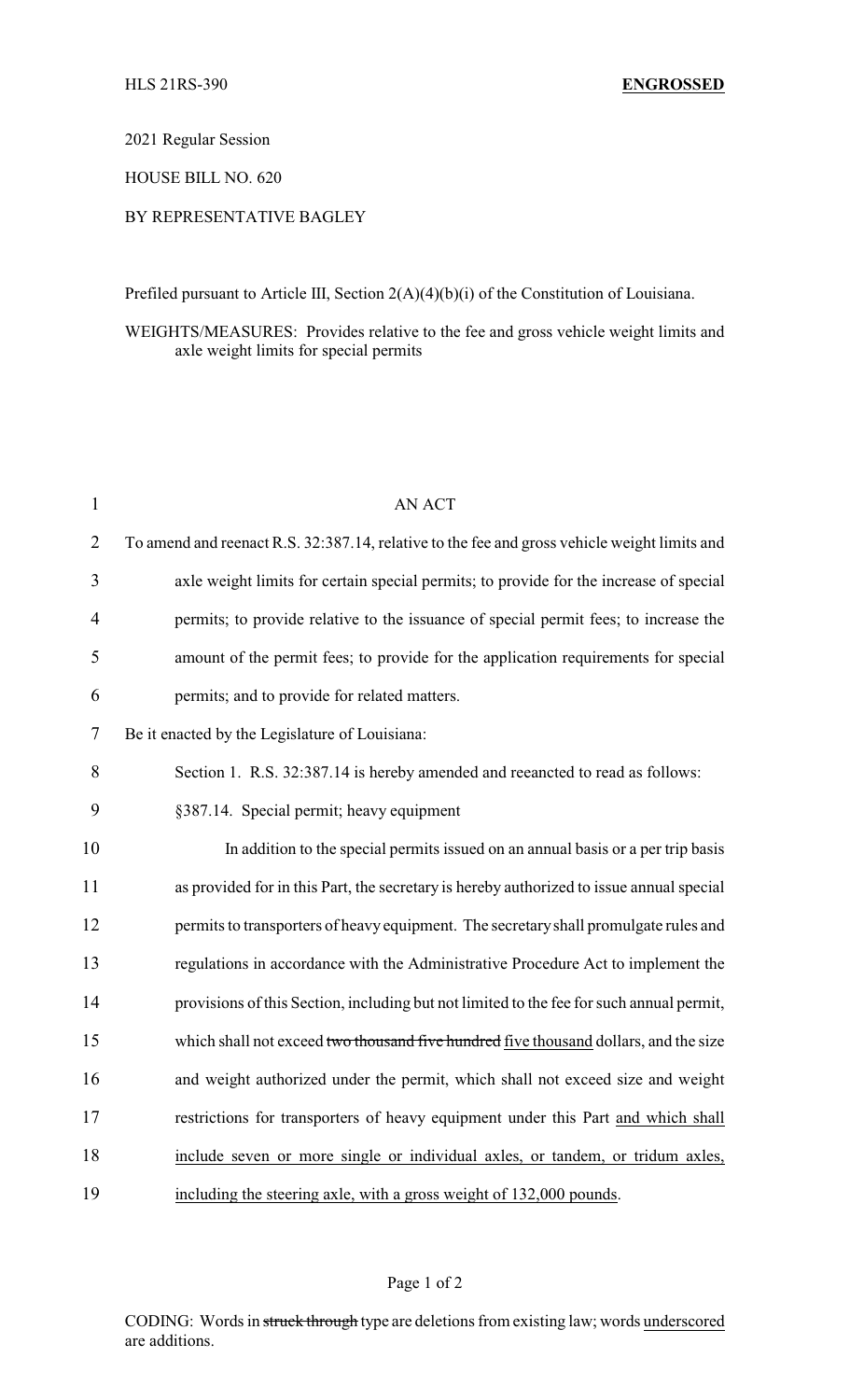HLS 21RS-390 **ENGROSSED**

2021 Regular Session

HOUSE BILL NO. 620

BY REPRESENTATIVE BAGLEY

Prefiled pursuant to Article III, Section 2(A)(4)(b)(i) of the Constitution of Louisiana.

WEIGHTS/MEASURES: Provides relative to the fee and gross vehicle weight limits and axle weight limits for special permits

AN ACT

To amend and reenact R.S. 32:387.14, relative to the fee and gross vehicle weight limits and axle weight limits for certain special permits; to provide for the increase of special permits; to provide relative to the issuance of special permit fees; to increase the amount of the permit fees; to provide for the application requirements for special permits; and to provide for related matters.

Be it enacted by the Legislature of Louisiana:

Section 1. R.S. 32:387.14 is hereby amended and reeancted to read as follows:

§387.14. Special permit; heavy equipment

In addition to the special permits issued on an annual basis or a per trip basis as provided for in this Part, the secretary is hereby authorized to issue annual special permits to transporters of heavy equipment. The secretary shall promulgate rules and regulations in accordance with the Administrative Procedure Act to implement the provisions of this Section, including but not limited to the fee for such annual permit, which shall not exceed ~~two thousand five hundred~~ <u>five thousand</u> dollars, and the size and weight authorized under the permit, which shall not exceed size and weight restrictions for transporters of heavy equipment under this Part <u>and which shall include seven or more single or individual axles, or tandem, or tridum axles, including the steering axle, with a gross weight of 132,000 pounds</u>.

CODING: Words in ~~struck through~~ type are deletions from existing law; words <u>underscored</u> are additions.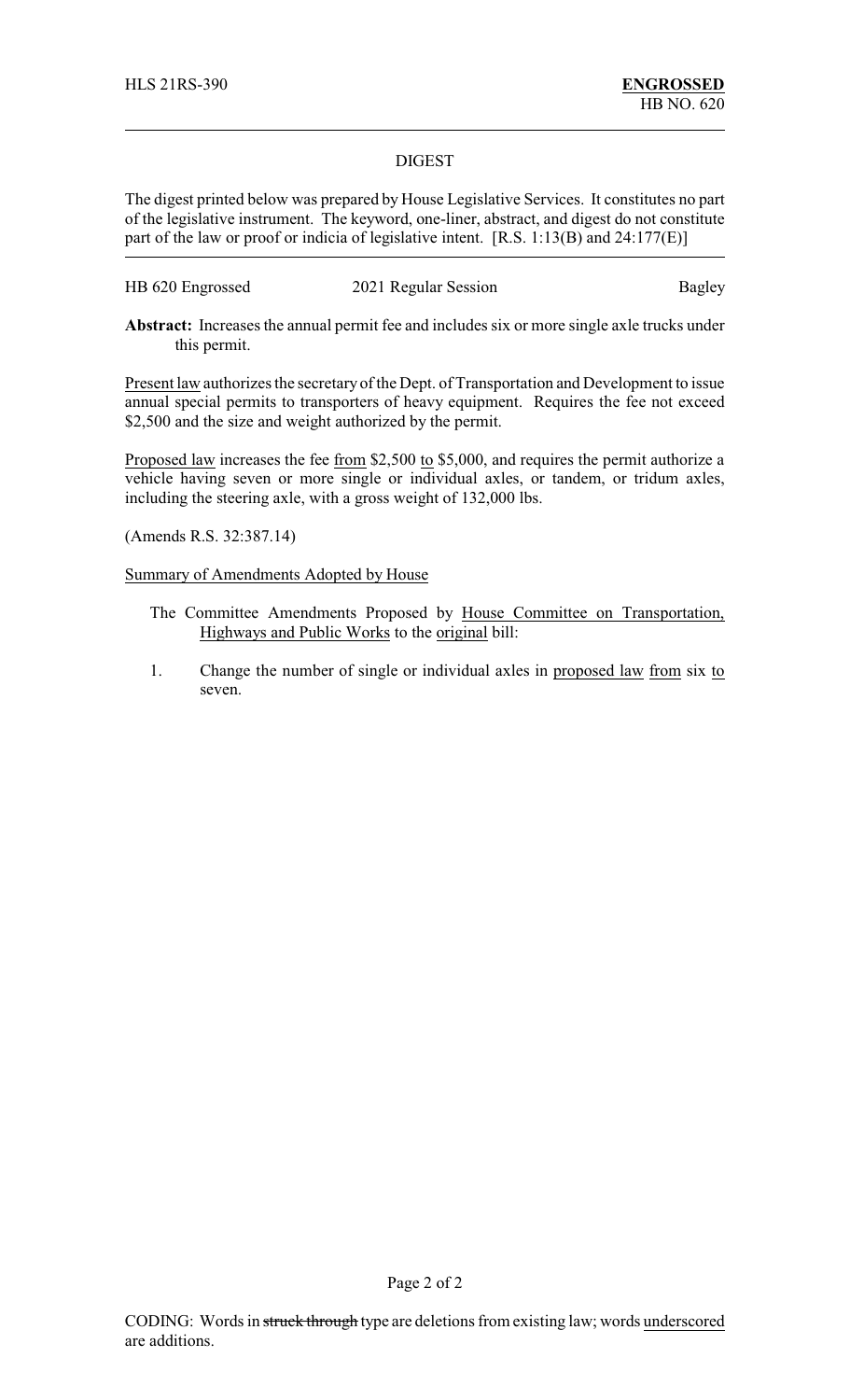HLS 21RS-390 **ENGROSSED**
HB NO. 620

## DIGEST

The digest printed below was prepared by House Legislative Services. It constitutes no part of the legislative instrument. The keyword, one-liner, abstract, and digest do not constitute part of the law or proof or indicia of legislative intent. [R.S. 1:13(B) and 24:177(E)]

HB 620 Engrossed 2021 Regular Session Bagley

**Abstract:** Increases the annual permit fee and includes six or more single axle trucks under this permit.

Present law authorizes the secretary of the Dept. of Transportation and Development to issue annual special permits to transporters of heavy equipment. Requires the fee not exceed $2,500 and the size and weight authorized by the permit.

Proposed law increases the fee from $2,500 to $5,000, and requires the permit authorize a vehicle having seven or more single or individual axles, or tandem, or tridum axles, including the steering axle, with a gross weight of 132,000 lbs.

(Amends R.S. 32:387.14)

Summary of Amendments Adopted by House

The Committee Amendments Proposed by House Committee on Transportation, Highways and Public Works to the original bill:

1. Change the number of single or individual axles in proposed law from six to seven.

CODING: Words in ~~struck through~~ type are deletions from existing law; words underscored are additions.